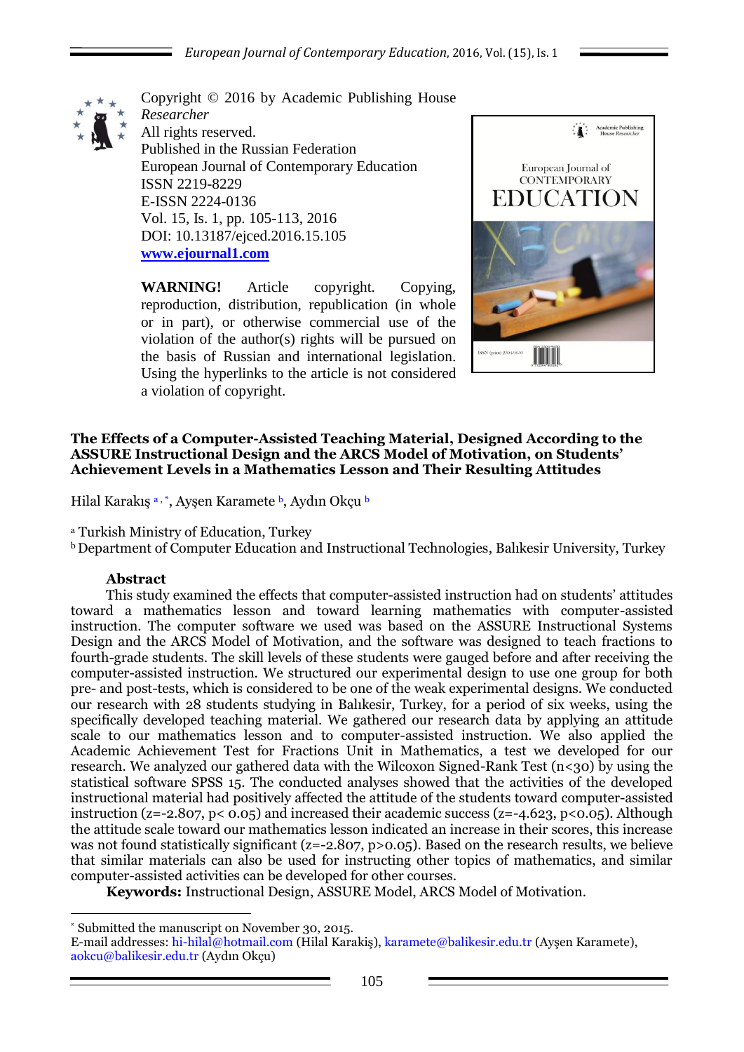Copyright © 2016 by Academic Publishing House *Researcher*
All rights reserved.
Published in the Russian Federation
European Journal of Contemporary Education
ISSN 2219-8229
E-ISSN 2224-0136
Vol. 15, Is. 1, pp. 105-113, 2016
DOI: 10.13187/ejced.2016.15.105
**www.ejournal1.com**

**WARNING!** Article copyright. Copying, reproduction, distribution, republication (in whole or in part), or otherwise commercial use of the violation of the author(s) rights will be pursued on the basis of Russian and international legislation. Using the hyperlinks to the article is not considered a violation of copyright.

# The Effects of a Computer-Assisted Teaching Material, Designed According to the ASSURE Instructional Design and the ARCS Model of Motivation, on Students' Achievement Levels in a Mathematics Lesson and Their Resulting Attitudes

Hilal Karakış [a,*], Ayşen Karamete [b], Aydın Okçu [b]

[a] Turkish Ministry of Education, Turkey
[b] Department of Computer Education and Instructional Technologies, Balıkesir University, Turkey

## Abstract

This study examined the effects that computer-assisted instruction had on students' attitudes toward a mathematics lesson and toward learning mathematics with computer-assisted instruction. The computer software we used was based on the ASSURE Instructional Systems Design and the ARCS Model of Motivation, and the software was designed to teach fractions to fourth-grade students. The skill levels of these students were gauged before and after receiving the computer-assisted instruction. We structured our experimental design to use one group for both pre- and post-tests, which is considered to be one of the weak experimental designs. We conducted our research with 28 students studying in Balıkesir, Turkey, for a period of six weeks, using the specifically developed teaching material. We gathered our research data by applying an attitude scale to our mathematics lesson and to computer-assisted instruction. We also applied the Academic Achievement Test for Fractions Unit in Mathematics, a test we developed for our research. We analyzed our gathered data with the Wilcoxon Signed-Rank Test ($n<30$) by using the statistical software SPSS 15. The conducted analyses showed that the activities of the developed instructional material had positively affected the attitude of the students toward computer-assisted instruction ($z=-2.807$, $p< 0.05$) and increased their academic success ($z=-4.623$, $p<0.05$). Although the attitude scale toward our mathematics lesson indicated an increase in their scores, this increase was not found statistically significant ($z=-2.807$, $p>0.05$). Based on the research results, we believe that similar materials can also be used for instructing other topics of mathematics, and similar computer-assisted activities can be developed for other courses.

**Keywords:** Instructional Design, ASSURE Model, ARCS Model of Motivation.

---

[*] Submitted the manuscript on November 30, 2015.
E-mail addresses: hi-hilal@hotmail.com (Hilal Karakiş), karamete@balikesir.edu.tr (Ayşen Karamete), aokcu@balikesir.edu.tr (Aydın Okçu)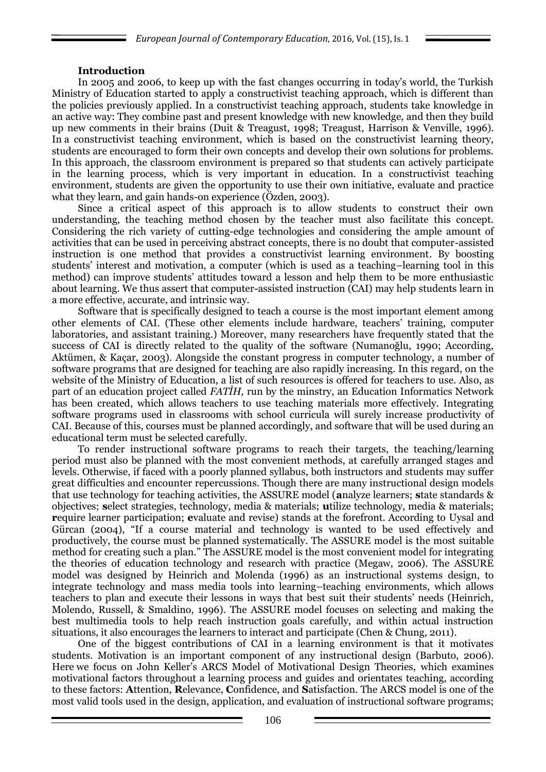## Introduction

In 2005 and 2006, to keep up with the fast changes occurring in today's world, the Turkish Ministry of Education started to apply a constructivist teaching approach, which is different than the policies previously applied. In a constructivist teaching approach, students take knowledge in an active way: They combine past and present knowledge with new knowledge, and then they build up new comments in their brains (Duit & Treagust, 1998; Treagust, Harrison & Venville, 1996). In a constructivist teaching environment, which is based on the constructivist learning theory, students are encouraged to form their own concepts and develop their own solutions for problems. In this approach, the classroom environment is prepared so that students can actively participate in the learning process, which is very important in education. In a constructivist teaching environment, students are given the opportunity to use their own initiative, evaluate and practice what they learn, and gain hands-on experience (Özden, 2003).

Since a critical aspect of this approach is to allow students to construct their own understanding, the teaching method chosen by the teacher must also facilitate this concept. Considering the rich variety of cutting-edge technologies and considering the ample amount of activities that can be used in perceiving abstract concepts, there is no doubt that computer-assisted instruction is one method that provides a constructivist learning environment. By boosting students' interest and motivation, a computer (which is used as a teaching–learning tool in this method) can improve students' attitudes toward a lesson and help them to be more enthusiastic about learning. We thus assert that computer-assisted instruction (CAI) may help students learn in a more effective, accurate, and intrinsic way.

Software that is specifically designed to teach a course is the most important element among other elements of CAI. (These other elements include hardware, teachers' training, computer laboratories, and assistant training.) Moreover, many researchers have frequently stated that the success of CAI is directly related to the quality of the software (Numanoğlu, 1990; According, Aktümen, & Kaçar, 2003). Alongside the constant progress in computer technology, a number of software programs that are designed for teaching are also rapidly increasing. In this regard, on the website of the Ministry of Education, a list of such resources is offered for teachers to use. Also, as part of an education project called *FATİH,* run by the minstry, an Education Informatics Network has been created, which allows teachers to use teaching materials more effectively. Integrating software programs used in classrooms with school curricula will surely increase productivity of CAI. Because of this, courses must be planned accordingly, and software that will be used during an educational term must be selected carefully.

To render instructional software programs to reach their targets, the teaching/learning period must also be planned with the most convenient methods, at carefully arranged stages and levels. Otherwise, if faced with a poorly planned syllabus, both instructors and students may suffer great difficulties and encounter repercussions. Though there are many instructional design models that use technology for teaching activities, the ASSURE model (**a**nalyze learners; **s**tate standards & objectives; **s**elect strategies, technology, media & materials; **u**tilize technology, media & materials; **r**equire learner participation; **e**valuate and revise) stands at the forefront. According to Uysal and Gürcan (2004), "If a course material and technology is wanted to be used effectively and productively, the course must be planned systematically. The ASSURE model is the most suitable method for creating such a plan." The ASSURE model is the most convenient model for integrating the theories of education technology and research with practice (Megaw, 2006). The ASSURE model was designed by Heinrich and Molenda (1996) as an instructional systems design, to integrate technology and mass media tools into learning–teaching environments, which allows teachers to plan and execute their lessons in ways that best suit their students' needs (Heinrich, Molendo, Russell, & Smaldino, 1996). The ASSURE model focuses on selecting and making the best multimedia tools to help reach instruction goals carefully, and within actual instruction situations, it also encourages the learners to interact and participate (Chen & Chung, 2011).

One of the biggest contributions of CAI in a learning environment is that it motivates students. Motivation is an important component of any instructional design (Barbuto, 2006). Here we focus on John Keller's ARCS Model of Motivational Design Theories, which examines motivational factors throughout a learning process and guides and orientates teaching, according to these factors: **A**ttention, **R**elevance, **C**onfidence, and **S**atisfaction. The ARCS model is one of the most valid tools used in the design, application, and evaluation of instructional software programs;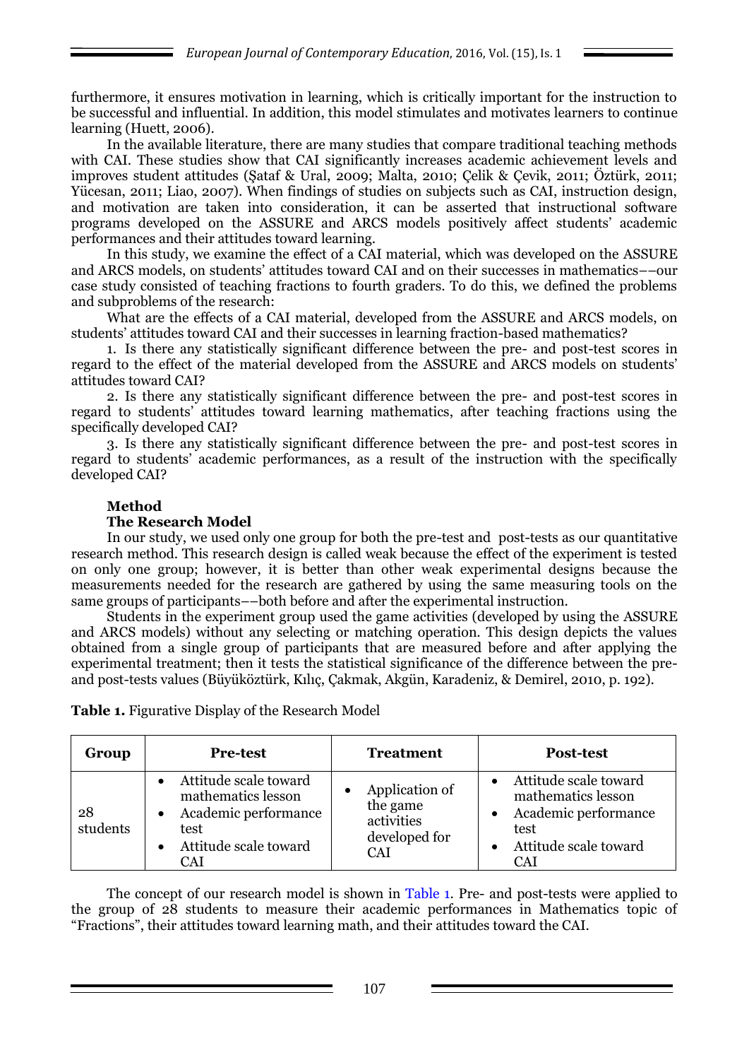furthermore, it ensures motivation in learning, which is critically important for the instruction to be successful and influential. In addition, this model stimulates and motivates learners to continue learning (Huett, 2006).

In the available literature, there are many studies that compare traditional teaching methods with CAI. These studies show that CAI significantly increases academic achievement levels and improves student attitudes (Şataf & Ural, 2009; Malta, 2010; Çelik & Çevik, 2011; Öztürk, 2011; Yücesan, 2011; Liao, 2007). When findings of studies on subjects such as CAI, instruction design, and motivation are taken into consideration, it can be asserted that instructional software programs developed on the ASSURE and ARCS models positively affect students' academic performances and their attitudes toward learning.

In this study, we examine the effect of a CAI material, which was developed on the ASSURE and ARCS models, on students' attitudes toward CAI and on their successes in mathematics––our case study consisted of teaching fractions to fourth graders. To do this, we defined the problems and subproblems of the research:

What are the effects of a CAI material, developed from the ASSURE and ARCS models, on students' attitudes toward CAI and their successes in learning fraction-based mathematics?

1. Is there any statistically significant difference between the pre- and post-test scores in regard to the effect of the material developed from the ASSURE and ARCS models on students' attitudes toward CAI?

2. Is there any statistically significant difference between the pre- and post-test scores in regard to students' attitudes toward learning mathematics, after teaching fractions using the specifically developed CAI?

3. Is there any statistically significant difference between the pre- and post-test scores in regard to students' academic performances, as a result of the instruction with the specifically developed CAI?

## Method

### The Research Model

In our study, we used only one group for both the pre-test and post-tests as our quantitative research method. This research design is called weak because the effect of the experiment is tested on only one group; however, it is better than other weak experimental designs because the measurements needed for the research are gathered by using the same measuring tools on the same groups of participants––both before and after the experimental instruction.

Students in the experiment group used the game activities (developed by using the ASSURE and ARCS models) without any selecting or matching operation. This design depicts the values obtained from a single group of participants that are measured before and after applying the experimental treatment; then it tests the statistical significance of the difference between the pre- and post-tests values (Büyüköztürk, Kılıç, Çakmak, Akgün, Karadeniz, & Demirel, 2010, p. 192).

**Table 1.** Figurative Display of the Research Model

| Group | Pre-test | Treatment | Post-test |
|---|---|---|---|
| 28 students | • Attitude scale toward mathematics lesson<br>• Academic performance test<br>• Attitude scale toward CAI | • Application of the game activities developed for CAI | • Attitude scale toward mathematics lesson<br>• Academic performance test<br>• Attitude scale toward CAI |

The concept of our research model is shown in Table 1. Pre- and post-tests were applied to the group of 28 students to measure their academic performances in Mathematics topic of "Fractions", their attitudes toward learning math, and their attitudes toward the CAI.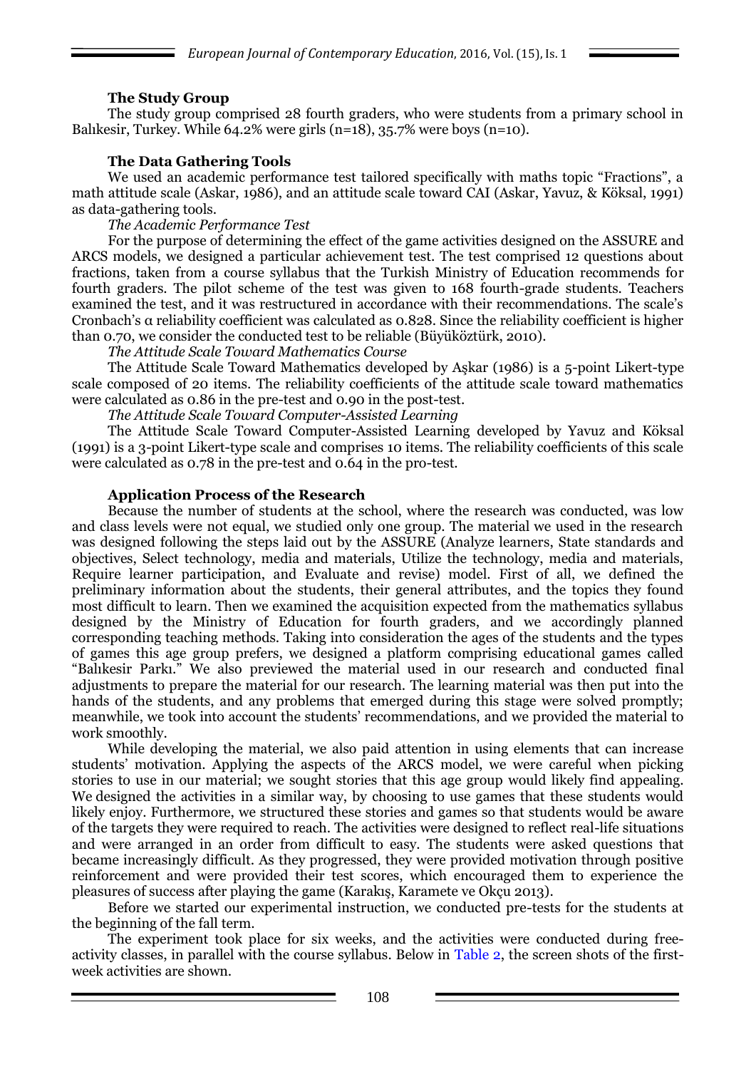### The Study Group

The study group comprised 28 fourth graders, who were students from a primary school in Balıkesir, Turkey. While 64.2% were girls (n=18), 35.7% were boys (n=10).

### The Data Gathering Tools

We used an academic performance test tailored specifically with maths topic "Fractions", a math attitude scale (Askar, 1986), and an attitude scale toward CAI (Askar, Yavuz, & Köksal, 1991) as data-gathering tools.

*The Academic Performance Test*

For the purpose of determining the effect of the game activities designed on the ASSURE and ARCS models, we designed a particular achievement test. The test comprised 12 questions about fractions, taken from a course syllabus that the Turkish Ministry of Education recommends for fourth graders. The pilot scheme of the test was given to 168 fourth-grade students. Teachers examined the test, and it was restructured in accordance with their recommendations. The scale's Cronbach's α reliability coefficient was calculated as 0.828. Since the reliability coefficient is higher than 0.70, we consider the conducted test to be reliable (Büyüköztürk, 2010).

*The Attitude Scale Toward Mathematics Course*

The Attitude Scale Toward Mathematics developed by Aşkar (1986) is a 5-point Likert-type scale composed of 20 items. The reliability coefficients of the attitude scale toward mathematics were calculated as 0.86 in the pre-test and 0.90 in the post-test.

*The Attitude Scale Toward Computer-Assisted Learning*

The Attitude Scale Toward Computer-Assisted Learning developed by Yavuz and Köksal (1991) is a 3-point Likert-type scale and comprises 10 items. The reliability coefficients of this scale were calculated as 0.78 in the pre-test and 0.64 in the pro-test.

### Application Process of the Research

Because the number of students at the school, where the research was conducted, was low and class levels were not equal, we studied only one group. The material we used in the research was designed following the steps laid out by the ASSURE (Analyze learners, State standards and objectives, Select technology, media and materials, Utilize the technology, media and materials, Require learner participation, and Evaluate and revise) model. First of all, we defined the preliminary information about the students, their general attributes, and the topics they found most difficult to learn. Then we examined the acquisition expected from the mathematics syllabus designed by the Ministry of Education for fourth graders, and we accordingly planned corresponding teaching methods. Taking into consideration the ages of the students and the types of games this age group prefers, we designed a platform comprising educational games called "Balıkesir Parkı." We also previewed the material used in our research and conducted final adjustments to prepare the material for our research. The learning material was then put into the hands of the students, and any problems that emerged during this stage were solved promptly; meanwhile, we took into account the students' recommendations, and we provided the material to work smoothly.

While developing the material, we also paid attention in using elements that can increase students' motivation. Applying the aspects of the ARCS model, we were careful when picking stories to use in our material; we sought stories that this age group would likely find appealing. We designed the activities in a similar way, by choosing to use games that these students would likely enjoy. Furthermore, we structured these stories and games so that students would be aware of the targets they were required to reach. The activities were designed to reflect real-life situations and were arranged in an order from difficult to easy. The students were asked questions that became increasingly difficult. As they progressed, they were provided motivation through positive reinforcement and were provided their test scores, which encouraged them to experience the pleasures of success after playing the game (Karakış, Karamete ve Okçu 2013).

Before we started our experimental instruction, we conducted pre-tests for the students at the beginning of the fall term.

The experiment took place for six weeks, and the activities were conducted during free-activity classes, in parallel with the course syllabus. Below in Table 2, the screen shots of the first-week activities are shown.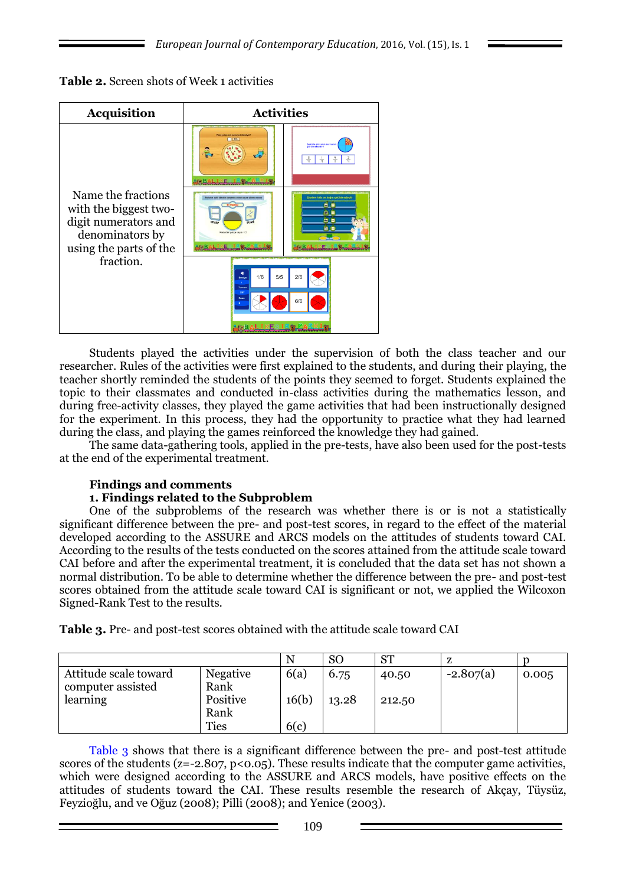**Table 2.** Screen shots of Week 1 activities

| Acquisition | Activities |
|---|---|
| Name the fractions with the biggest two-digit numerators and denominators by using the parts of the fraction. | |

Students played the activities under the supervision of both the class teacher and our researcher. Rules of the activities were first explained to the students, and during their playing, the teacher shortly reminded the students of the points they seemed to forget. Students explained the topic to their classmates and conducted in-class activities during the mathematics lesson, and during free-activity classes, they played the game activities that had been instructionally designed for the experiment. In this process, they had the opportunity to practice what they had learned during the class, and playing the games reinforced the knowledge they had gained.

The same data-gathering tools, applied in the pre-tests, have also been used for the post-tests at the end of the experimental treatment.

## Findings and comments

### 1. Findings related to the Subproblem

One of the subproblems of the research was whether there is or is not a statistically significant difference between the pre- and post-test scores, in regard to the effect of the material developed according to the ASSURE and ARCS models on the attitudes of students toward CAI. According to the results of the tests conducted on the scores attained from the attitude scale toward CAI before and after the experimental treatment, it is concluded that the data set has not shown a normal distribution. To be able to determine whether the difference between the pre- and post-test scores obtained from the attitude scale toward CAI is significant or not, we applied the Wilcoxon Signed-Rank Test to the results.

**Table 3.** Pre- and post-test scores obtained with the attitude scale toward CAI

| | | N | SO | ST | z | p |
|---|---|---|---|---|---|---|
| Attitude scale toward computer assisted learning | Negative Rank | 6(a) | 6.75 | 40.50 | -2.807(a) | 0.005 |
| | Positive Rank | 16(b) | 13.28 | 212.50 | | |
| | Ties | 6(c) | | | | |

Table 3 shows that there is a significant difference between the pre- and post-test attitude scores of the students ($z=-2.807$, $p<0.05$). These results indicate that the computer game activities, which were designed according to the ASSURE and ARCS models, have positive effects on the attitudes of students toward the CAI. These results resemble the research of Akçay, Tüysüz, Feyzioğlu, and ve Oğuz (2008); Pilli (2008); and Yenice (2003).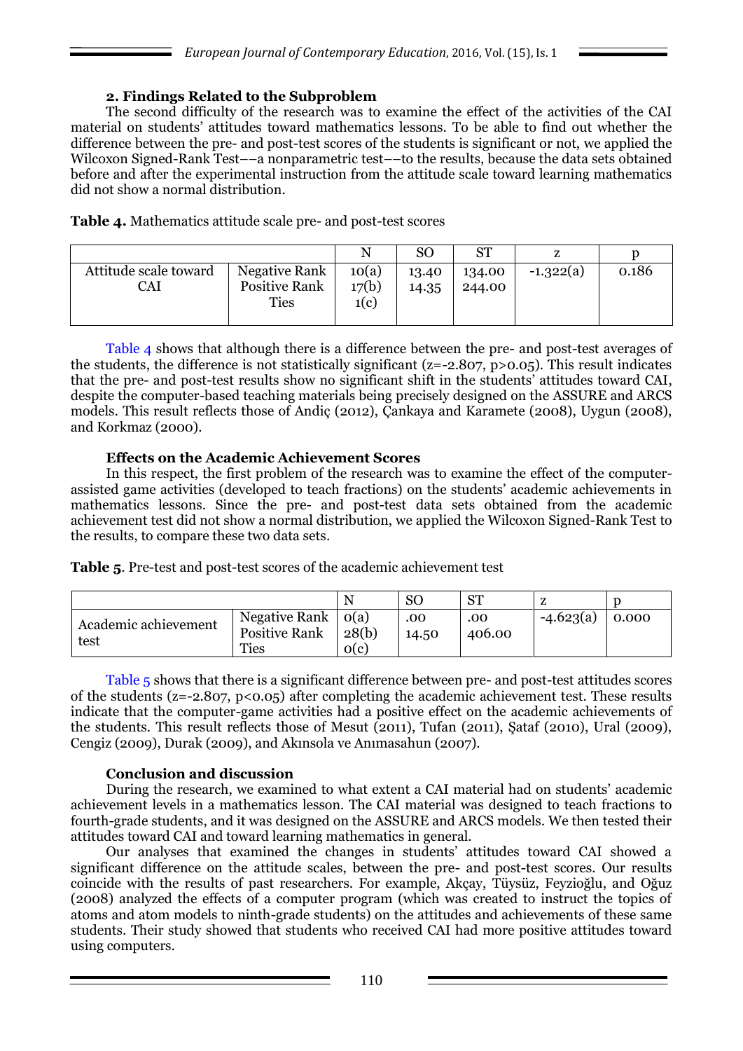### 2. Findings Related to the Subproblem

The second difficulty of the research was to examine the effect of the activities of the CAI material on students' attitudes toward mathematics lessons. To be able to find out whether the difference between the pre- and post-test scores of the students is significant or not, we applied the Wilcoxon Signed-Rank Test––a nonparametric test––to the results, because the data sets obtained before and after the experimental instruction from the attitude scale toward learning mathematics did not show a normal distribution.

**Table 4.** Mathematics attitude scale pre- and post-test scores

| | | N | SO | ST | z | p |
|---|---|---|---|---|---|---|
| Attitude scale toward CAI | Negative Rank<br>Positive Rank<br>Ties | 10(a)<br>17(b)<br>1(c) | 13.40<br>14.35 | 134.00<br>244.00 | -1.322(a) | 0.186 |

Table 4 shows that although there is a difference between the pre- and post-test averages of the students, the difference is not statistically significant ($z=-2.807$, $p>0.05$). This result indicates that the pre- and post-test results show no significant shift in the students' attitudes toward CAI, despite the computer-based teaching materials being precisely designed on the ASSURE and ARCS models. This result reflects those of Andiç (2012), Çankaya and Karamete (2008), Uygun (2008), and Korkmaz (2000).

### Effects on the Academic Achievement Scores

In this respect, the first problem of the research was to examine the effect of the computer-assisted game activities (developed to teach fractions) on the students' academic achievements in mathematics lessons. Since the pre- and post-test data sets obtained from the academic achievement test did not show a normal distribution, we applied the Wilcoxon Signed-Rank Test to the results, to compare these two data sets.

**Table 5**. Pre-test and post-test scores of the academic achievement test

| | | N | SO | ST | z | p |
|---|---|---|---|---|---|---|
| Academic achievement test | Negative Rank<br>Positive Rank<br>Ties | 0(a)<br>28(b)<br>0(c) | .00<br>14.50 | .00<br>406.00 | -4.623(a) | 0.000 |

Table 5 shows that there is a significant difference between pre- and post-test attitudes scores of the students ($z=-2.807$, $p<0.05$) after completing the academic achievement test. These results indicate that the computer-game activities had a positive effect on the academic achievements of the students. This result reflects those of Mesut (2011), Tufan (2011), Şataf (2010), Ural (2009), Cengiz (2009), Durak (2009), and Akınsola ve Anımasahun (2007).

### Conclusion and discussion

During the research, we examined to what extent a CAI material had on students' academic achievement levels in a mathematics lesson. The CAI material was designed to teach fractions to fourth-grade students, and it was designed on the ASSURE and ARCS models. We then tested their attitudes toward CAI and toward learning mathematics in general.

Our analyses that examined the changes in students' attitudes toward CAI showed a significant difference on the attitude scales, between the pre- and post-test scores. Our results coincide with the results of past researchers. For example, Akçay, Tüysüz, Feyzioğlu, and Oğuz (2008) analyzed the effects of a computer program (which was created to instruct the topics of atoms and atom models to ninth-grade students) on the attitudes and achievements of these same students. Their study showed that students who received CAI had more positive attitudes toward using computers.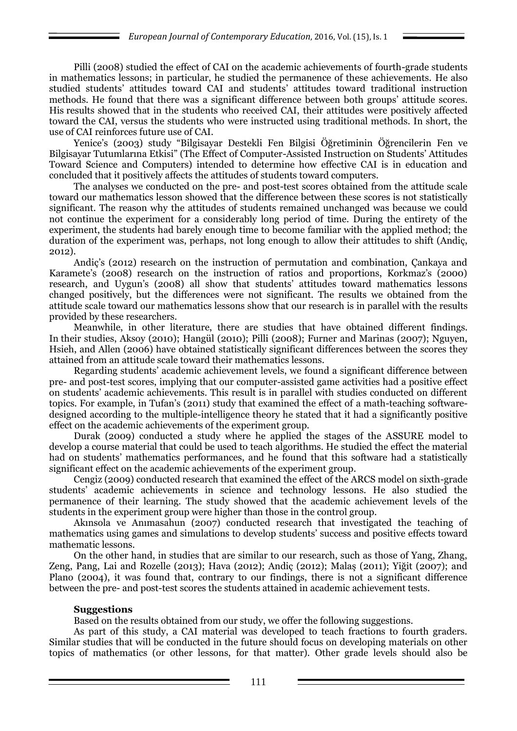Pilli (2008) studied the effect of CAI on the academic achievements of fourth-grade students in mathematics lessons; in particular, he studied the permanence of these achievements. He also studied students' attitudes toward CAI and students' attitudes toward traditional instruction methods. He found that there was a significant difference between both groups' attitude scores. His results showed that in the students who received CAI, their attitudes were positively affected toward the CAI, versus the students who were instructed using traditional methods. In short, the use of CAI reinforces future use of CAI.

Yenice's (2003) study "Bilgisayar Destekli Fen Bilgisi Öğretiminin Öğrencilerin Fen ve Bilgisayar Tutumlarına Etkisi" (The Effect of Computer-Assisted Instruction on Students' Attitudes Toward Science and Computers) intended to determine how effective CAI is in education and concluded that it positively affects the attitudes of students toward computers.

The analyses we conducted on the pre- and post-test scores obtained from the attitude scale toward our mathematics lesson showed that the difference between these scores is not statistically significant. The reason why the attitudes of students remained unchanged was because we could not continue the experiment for a considerably long period of time. During the entirety of the experiment, the students had barely enough time to become familiar with the applied method; the duration of the experiment was, perhaps, not long enough to allow their attitudes to shift (Andiç, 2012).

Andiç's (2012) research on the instruction of permutation and combination, Çankaya and Karamete's (2008) research on the instruction of ratios and proportions, Korkmaz's (2000) research, and Uygun's (2008) all show that students' attitudes toward mathematics lessons changed positively, but the differences were not significant. The results we obtained from the attitude scale toward our mathematics lessons show that our research is in parallel with the results provided by these researchers.

Meanwhile, in other literature, there are studies that have obtained different findings. In their studies, Aksoy (2010); Hangül (2010); Pilli (2008); Furner and Marinas (2007); Nguyen, Hsieh, and Allen (2006) have obtained statistically significant differences between the scores they attained from an attitude scale toward their mathematics lessons.

Regarding students' academic achievement levels, we found a significant difference between pre- and post-test scores, implying that our computer-assisted game activities had a positive effect on students' academic achievements. This result is in parallel with studies conducted on different topics. For example, in Tufan's (2011) study that examined the effect of a math-teaching software-designed according to the multiple-intelligence theory he stated that it had a significantly positive effect on the academic achievements of the experiment group.

Durak (2009) conducted a study where he applied the stages of the ASSURE model to develop a course material that could be used to teach algorithms. He studied the effect the material had on students' mathematics performances, and he found that this software had a statistically significant effect on the academic achievements of the experiment group.

Cengiz (2009) conducted research that examined the effect of the ARCS model on sixth-grade students' academic achievements in science and technology lessons. He also studied the permanence of their learning. The study showed that the academic achievement levels of the students in the experiment group were higher than those in the control group.

Akınsola ve Anımasahun (2007) conducted research that investigated the teaching of mathematics using games and simulations to develop students' success and positive effects toward mathematic lessons.

On the other hand, in studies that are similar to our research, such as those of Yang, Zhang, Zeng, Pang, Lai and Rozelle (2013); Hava (2012); Andiç (2012); Malaş (2011); Yiğit (2007); and Plano (2004), it was found that, contrary to our findings, there is not a significant difference between the pre- and post-test scores the students attained in academic achievement tests.

**Suggestions**

Based on the results obtained from our study, we offer the following suggestions.

As part of this study, a CAI material was developed to teach fractions to fourth graders. Similar studies that will be conducted in the future should focus on developing materials on other topics of mathematics (or other lessons, for that matter). Other grade levels should also be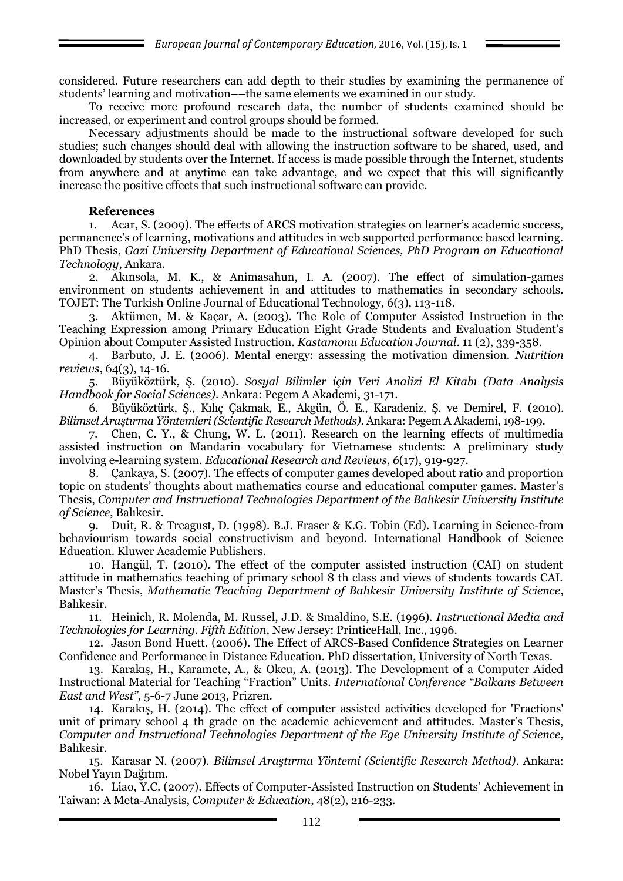considered. Future researchers can add depth to their studies by examining the permanence of students' learning and motivation––the same elements we examined in our study.

To receive more profound research data, the number of students examined should be increased, or experiment and control groups should be formed.

Necessary adjustments should be made to the instructional software developed for such studies; such changes should deal with allowing the instruction software to be shared, used, and downloaded by students over the Internet. If access is made possible through the Internet, students from anywhere and at anytime can take advantage, and we expect that this will significantly increase the positive effects that such instructional software can provide.

## References

1. Acar, S. (2009). The effects of ARCS motivation strategies on learner's academic success, permanence's of learning, motivations and attitudes in web supported performance based learning. PhD Thesis, *Gazi University Department of Educational Sciences, PhD Program on Educational Technology*, Ankara.
2. Akınsola, M. K., & Animasahun, I. A. (2007). The effect of simulation-games environment on students achievement in and attitudes to mathematics in secondary schools. TOJET: The Turkish Online Journal of Educational Technology, 6(3), 113-118.
3. Aktümen, M. & Kaçar, A. (2003). The Role of Computer Assisted Instruction in the Teaching Expression among Primary Education Eight Grade Students and Evaluation Student's Opinion about Computer Assisted Instruction. *Kastamonu Education Journal*. 11 (2), 339-358.
4. Barbuto, J. E. (2006). Mental energy: assessing the motivation dimension. *Nutrition reviews*, 64(3), 14-16.
5. Büyüköztürk, Ş. (2010). *Sosyal Bilimler için Veri Analizi El Kitabı (Data Analysis Handbook for Social Sciences)*. Ankara: Pegem A Akademi, 31-171.
6. Büyüköztürk, Ş., Kılıç Çakmak, E., Akgün, Ö. E., Karadeniz, Ş. ve Demirel, F. (2010). *Bilimsel Araştırma Yöntemleri (Scientific Research Methods)*. Ankara: Pegem A Akademi, 198-199.
7. Chen, C. Y., & Chung, W. L. (2011). Research on the learning effects of multimedia assisted instruction on Mandarin vocabulary for Vietnamese students: A preliminary study involving e-learning system. *Educational Research and Reviews*, *6*(17), 919-927.
8. Çankaya, S. (2007). The effects of computer games developed about ratio and proportion topic on students' thoughts about mathematics course and educational computer games. Master's Thesis, *Computer and Instructional Technologies Department of the Balıkesir University Institute of Science*, Balıkesir.
9. Duit, R. & Treagust, D. (1998). B.J. Fraser & K.G. Tobin (Ed). Learning in Science-from behaviourism towards social constructivism and beyond. International Handbook of Science Education. Kluwer Academic Publishers.
10. Hangül, T. (2010). The effect of the computer assisted instruction (CAI) on student attitude in mathematics teaching of primary school 8 th class and views of students towards CAI. Master's Thesis, *Mathematic Teaching Department of Balıkesir University Institute of Science*, Balıkesir.
11. Heinich, R. Molenda, M. Russel, J.D. & Smaldino, S.E. (1996). *Instructional Media and Technologies for Learning. Fifth Edition*, New Jersey: PrinticeHall, Inc., 1996.
12. Jason Bond Huett. (2006). The Effect of ARCS-Based Confidence Strategies on Learner Confidence and Performance in Distance Education. PhD dissertation, University of North Texas.
13. Karakış, H., Karamete, A., & Okcu, A. (2013). The Development of a Computer Aided Instructional Material for Teaching "Fraction" Units. *International Conference "Balkans Between East and West"*, 5-6-7 June 2013, Prizren.
14. Karakış, H. (2014). The effect of computer assisted activities developed for 'Fractions' unit of primary school 4 th grade on the academic achievement and attitudes. Master's Thesis, *Computer and Instructional Technologies Department of the Ege University Institute of Science*, Balıkesir.
15. Karasar N. (2007). *Bilimsel Araştırma Yöntemi (Scientific Research Method)*. Ankara: Nobel Yayın Dağıtım.
16. Liao, Y.C. (2007). Effects of Computer-Assisted Instruction on Students' Achievement in Taiwan: A Meta-Analysis, *Computer & Education*, 48(2), 216-233.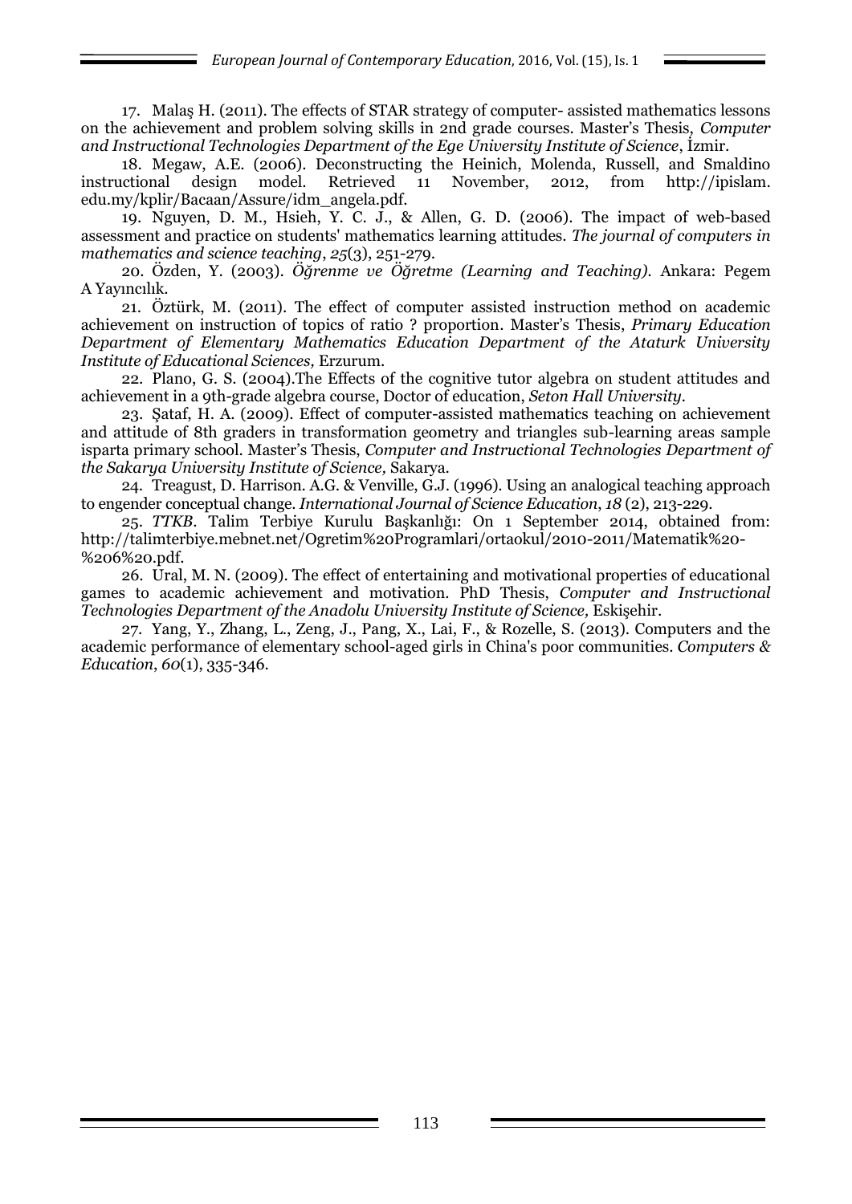17. Malaş H. (2011). The effects of STAR strategy of computer- assisted mathematics lessons on the achievement and problem solving skills in 2nd grade courses. Master's Thesis, *Computer and Instructional Technologies Department of the Ege University Institute of Science*, İzmir.

18. Megaw, A.E. (2006). Deconstructing the Heinich, Molenda, Russell, and Smaldino instructional design model. Retrieved 11 November, 2012, from http://ipislam. edu.my/kplir/Bacaan/Assure/idm_angela.pdf.

19. Nguyen, D. M., Hsieh, Y. C. J., & Allen, G. D. (2006). The impact of web-based assessment and practice on students' mathematics learning attitudes. *The journal of computers in mathematics and science teaching*, *25*(3), 251-279.

20. Özden, Y. (2003). *Öğrenme ve Öğretme (Learning and Teaching)*. Ankara: Pegem A Yayıncılık.

21. Öztürk, M. (2011). The effect of computer assisted instruction method on academic achievement on instruction of topics of ratio ? proportion. Master's Thesis, *Primary Education Department of Elementary Mathematics Education Department of the Ataturk University Institute of Educational Sciences,* Erzurum.

22. Plano, G. S. (2004).The Effects of the cognitive tutor algebra on student attitudes and achievement in a 9th-grade algebra course, Doctor of education, *Seton Hall University*.

23. Şataf, H. A. (2009). Effect of computer-assisted mathematics teaching on achievement and attitude of 8th graders in transformation geometry and triangles sub-learning areas sample isparta primary school. Master's Thesis, *Computer and Instructional Technologies Department of the Sakarya University Institute of Science,* Sakarya.

24. Treagust, D. Harrison. A.G. & Venville, G.J. (1996). Using an analogical teaching approach to engender conceptual change. *International Journal of Science Education*, *18* (2), 213-229.

25. *TTKB*. Talim Terbiye Kurulu Başkanlığı: On 1 September 2014, obtained from: http://talimterbiye.mebnet.net/Ogretim%20Programlari/ortaokul/2010-2011/Matematik%20-%206%20.pdf.

26. Ural, M. N. (2009). The effect of entertaining and motivational properties of educational games to academic achievement and motivation. PhD Thesis, *Computer and Instructional Technologies Department of the Anadolu University Institute of Science,* Eskişehir.

27. Yang, Y., Zhang, L., Zeng, J., Pang, X., Lai, F., & Rozelle, S. (2013). Computers and the academic performance of elementary school-aged girls in China's poor communities. *Computers & Education*, *60*(1), 335-346.